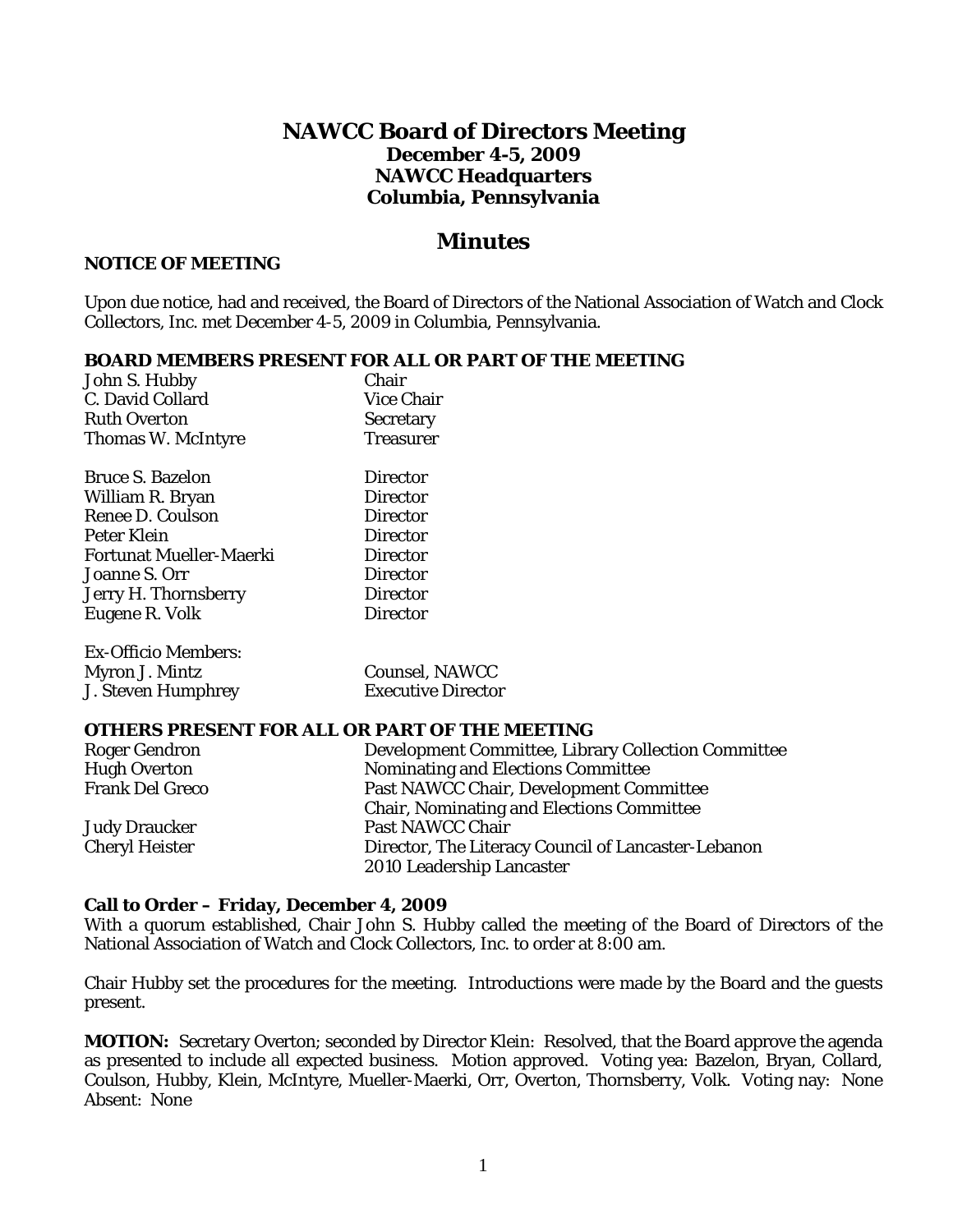# NAWCC Board of Directors Meeting

**December 4-5, 2009**
**NAWCC Headquarters**
**Columbia, Pennsylvania**

## Minutes

### NOTICE OF MEETING

Upon due notice, had and received, the Board of Directors of the National Association of Watch and Clock Collectors, Inc. met December 4-5, 2009 in Columbia, Pennsylvania.

### BOARD MEMBERS PRESENT FOR ALL OR PART OF THE MEETING

| | |
|---|---|
| John S. Hubby | Chair |
| C. David Collard | Vice Chair |
| Ruth Overton | Secretary |
| Thomas W. McIntyre | Treasurer |
| | |
| Bruce S. Bazelon | Director |
| William R. Bryan | Director |
| Renee D. Coulson | Director |
| Peter Klein | Director |
| Fortunat Mueller-Maerki | Director |
| Joanne S. Orr | Director |
| Jerry H. Thornsberry | Director |
| Eugene R. Volk | Director |

Ex-Officio Members:

| | |
|---|---|
| Myron J. Mintz | Counsel, NAWCC |
| J. Steven Humphrey | Executive Director |

### OTHERS PRESENT FOR ALL OR PART OF THE MEETING

| | |
|---|---|
| Roger Gendron | Development Committee, Library Collection Committee |
| Hugh Overton | Nominating and Elections Committee |
| Frank Del Greco | Past NAWCC Chair, Development Committee<br>Chair, Nominating and Elections Committee |
| Judy Draucker | Past NAWCC Chair |
| Cheryl Heister | Director, The Literacy Council of Lancaster-Lebanon<br>2010 Leadership Lancaster |

**Call to Order – Friday, December 4, 2009**
With a quorum established, Chair John S. Hubby called the meeting of the Board of Directors of the National Association of Watch and Clock Collectors, Inc. to order at 8:00 am.

Chair Hubby set the procedures for the meeting. Introductions were made by the Board and the guests present.

**MOTION:** Secretary Overton; seconded by Director Klein: Resolved, that the Board approve the agenda as presented to include all expected business. Motion approved. Voting yea: Bazelon, Bryan, Collard, Coulson, Hubby, Klein, McIntyre, Mueller-Maerki, Orr, Overton, Thornsberry, Volk. Voting nay: None Absent: None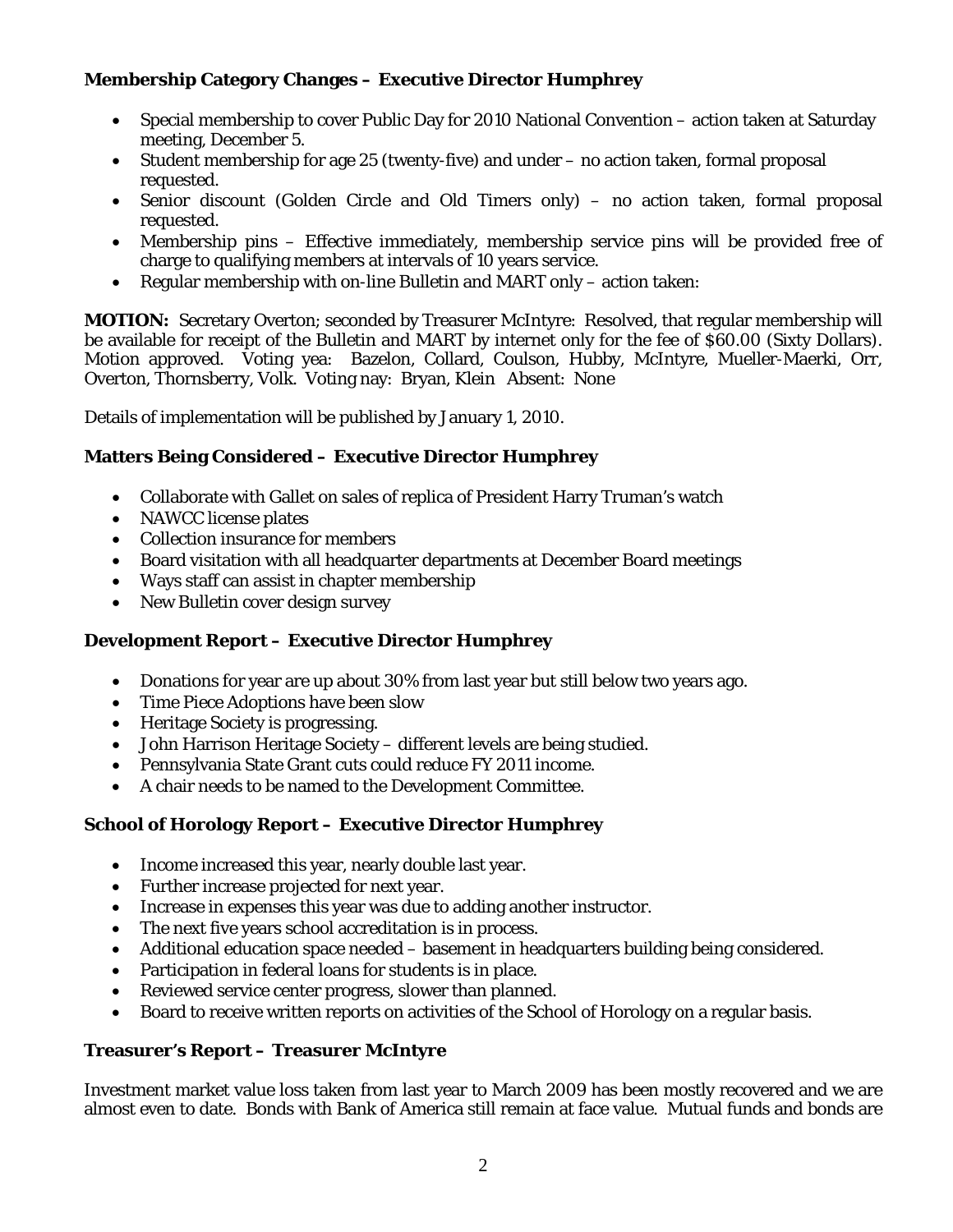**Membership Category Changes – Executive Director Humphrey**

- Special membership to cover Public Day for 2010 National Convention – action taken at Saturday meeting, December 5.
- Student membership for age 25 (twenty-five) and under – no action taken, formal proposal requested.
- Senior discount (Golden Circle and Old Timers only) – no action taken, formal proposal requested.
- Membership pins – Effective immediately, membership service pins will be provided free of charge to qualifying members at intervals of 10 years service.
- Regular membership with on-line Bulletin and MART only – action taken:

**MOTION:** Secretary Overton; seconded by Treasurer McIntyre: Resolved, that regular membership will be available for receipt of the Bulletin and MART by internet only for the fee of $60.00 (Sixty Dollars). Motion approved. Voting yea: Bazelon, Collard, Coulson, Hubby, McIntyre, Mueller-Maerki, Orr, Overton, Thornsberry, Volk. Voting nay: Bryan, Klein Absent: None

Details of implementation will be published by January 1, 2010.

**Matters Being Considered – Executive Director Humphrey**

- Collaborate with Gallet on sales of replica of President Harry Truman's watch
- NAWCC license plates
- Collection insurance for members
- Board visitation with all headquarter departments at December Board meetings
- Ways staff can assist in chapter membership
- New Bulletin cover design survey

**Development Report – Executive Director Humphrey**

- Donations for year are up about 30% from last year but still below two years ago.
- Time Piece Adoptions have been slow
- Heritage Society is progressing.
- John Harrison Heritage Society – different levels are being studied.
- Pennsylvania State Grant cuts could reduce FY 2011 income.
- A chair needs to be named to the Development Committee.

**School of Horology Report – Executive Director Humphrey**

- Income increased this year, nearly double last year.
- Further increase projected for next year.
- Increase in expenses this year was due to adding another instructor.
- The next five years school accreditation is in process.
- Additional education space needed – basement in headquarters building being considered.
- Participation in federal loans for students is in place.
- Reviewed service center progress, slower than planned.
- Board to receive written reports on activities of the School of Horology on a regular basis.

**Treasurer's Report – Treasurer McIntyre**

Investment market value loss taken from last year to March 2009 has been mostly recovered and we are almost even to date. Bonds with Bank of America still remain at face value. Mutual funds and bonds are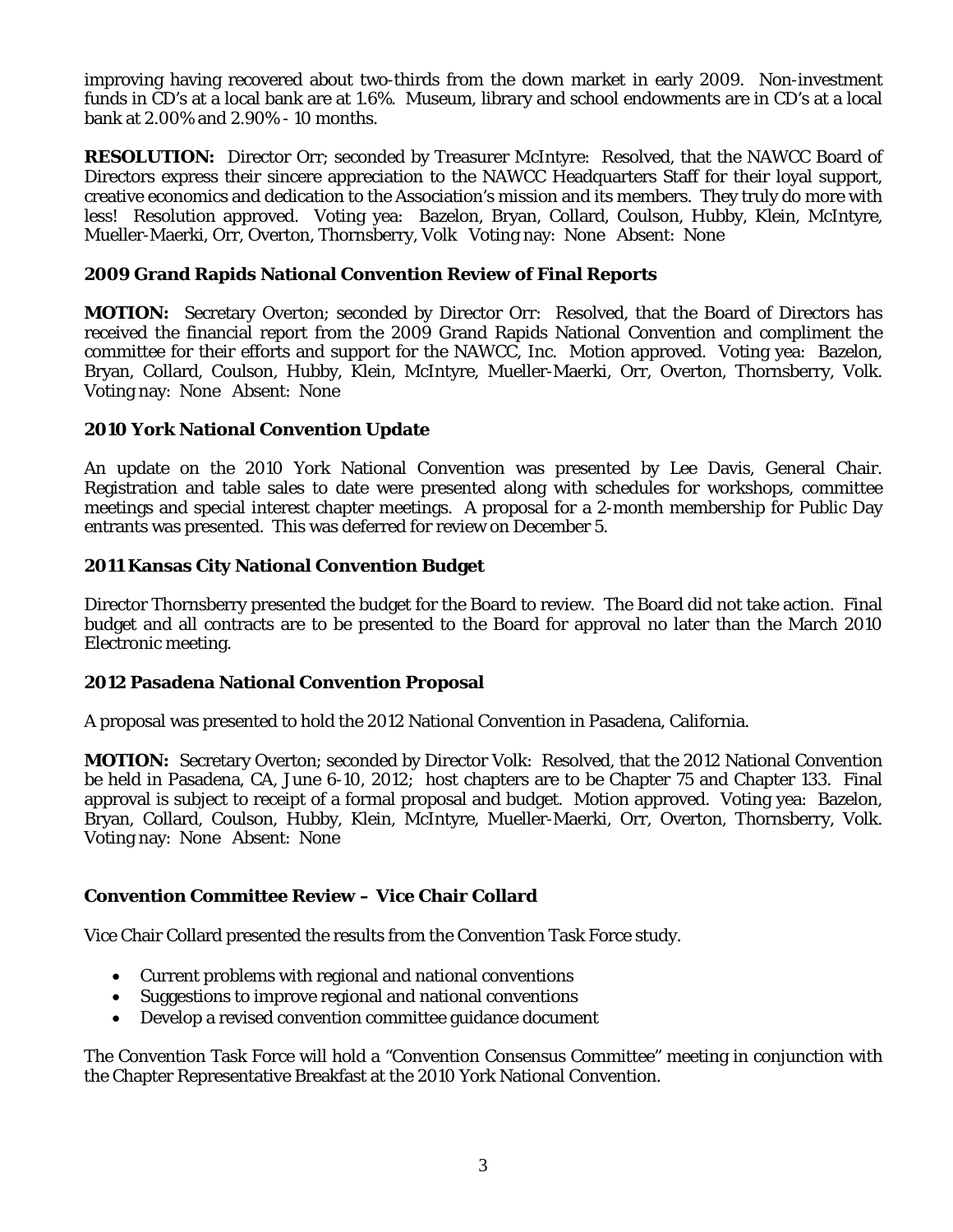improving having recovered about two-thirds from the down market in early 2009. Non-investment funds in CD's at a local bank are at 1.6%. Museum, library and school endowments are in CD's at a local bank at 2.00% and 2.90% - 10 months.

**RESOLUTION:** Director Orr; seconded by Treasurer McIntyre: Resolved, that the NAWCC Board of Directors express their sincere appreciation to the NAWCC Headquarters Staff for their loyal support, creative economics and dedication to the Association's mission and its members. They truly do more with less! Resolution approved. Voting yea: Bazelon, Bryan, Collard, Coulson, Hubby, Klein, McIntyre, Mueller-Maerki, Orr, Overton, Thornsberry, Volk Voting nay: None Absent: None

## 2009 Grand Rapids National Convention Review of Final Reports

**MOTION:** Secretary Overton; seconded by Director Orr: Resolved, that the Board of Directors has received the financial report from the 2009 Grand Rapids National Convention and compliment the committee for their efforts and support for the NAWCC, Inc. Motion approved. Voting yea: Bazelon, Bryan, Collard, Coulson, Hubby, Klein, McIntyre, Mueller-Maerki, Orr, Overton, Thornsberry, Volk. Voting nay: None Absent: None

## 2010 York National Convention Update

An update on the 2010 York National Convention was presented by Lee Davis, General Chair. Registration and table sales to date were presented along with schedules for workshops, committee meetings and special interest chapter meetings. A proposal for a 2-month membership for Public Day entrants was presented. This was deferred for review on December 5.

## 2011 Kansas City National Convention Budget

Director Thornsberry presented the budget for the Board to review. The Board did not take action. Final budget and all contracts are to be presented to the Board for approval no later than the March 2010 Electronic meeting.

## 2012 Pasadena National Convention Proposal

A proposal was presented to hold the 2012 National Convention in Pasadena, California.

**MOTION:** Secretary Overton; seconded by Director Volk: Resolved, that the 2012 National Convention be held in Pasadena, CA, June 6-10, 2012; host chapters are to be Chapter 75 and Chapter 133. Final approval is subject to receipt of a formal proposal and budget. Motion approved. Voting yea: Bazelon, Bryan, Collard, Coulson, Hubby, Klein, McIntyre, Mueller-Maerki, Orr, Overton, Thornsberry, Volk. Voting nay: None Absent: None

## Convention Committee Review – Vice Chair Collard

Vice Chair Collard presented the results from the Convention Task Force study.

- Current problems with regional and national conventions
- Suggestions to improve regional and national conventions
- Develop a revised convention committee guidance document

The Convention Task Force will hold a "Convention Consensus Committee" meeting in conjunction with the Chapter Representative Breakfast at the 2010 York National Convention.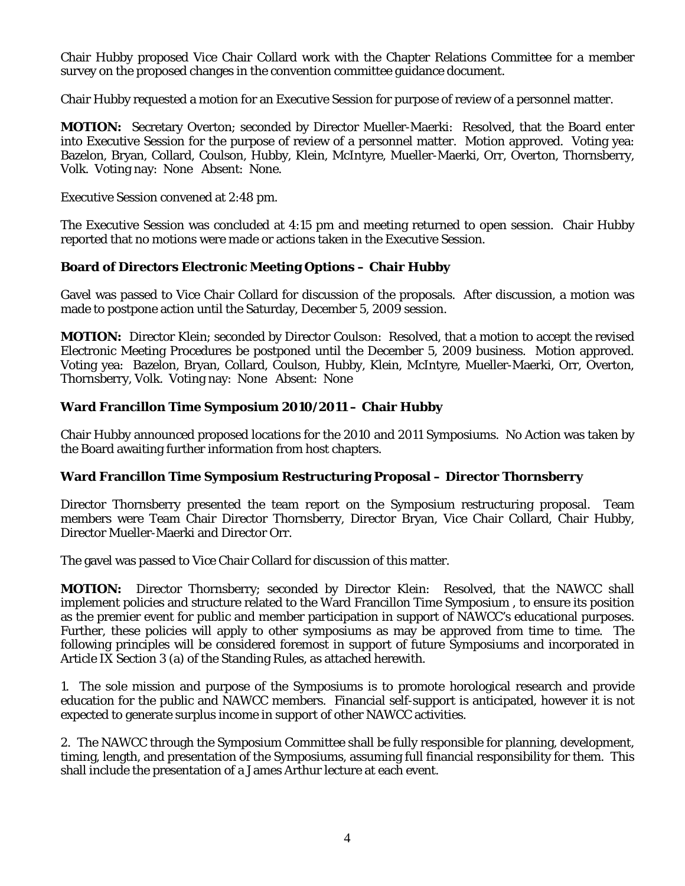Chair Hubby proposed Vice Chair Collard work with the Chapter Relations Committee for a member survey on the proposed changes in the convention committee guidance document.

Chair Hubby requested a motion for an Executive Session for purpose of review of a personnel matter.

**MOTION:** Secretary Overton; seconded by Director Mueller-Maerki: Resolved, that the Board enter into Executive Session for the purpose of review of a personnel matter. Motion approved. Voting yea: Bazelon, Bryan, Collard, Coulson, Hubby, Klein, McIntyre, Mueller-Maerki, Orr, Overton, Thornsberry, Volk. Voting nay: None Absent: None.

Executive Session convened at 2:48 pm.

The Executive Session was concluded at 4:15 pm and meeting returned to open session. Chair Hubby reported that no motions were made or actions taken in the Executive Session.

### Board of Directors Electronic Meeting Options – Chair Hubby

Gavel was passed to Vice Chair Collard for discussion of the proposals. After discussion, a motion was made to postpone action until the Saturday, December 5, 2009 session.

**MOTION:** Director Klein; seconded by Director Coulson: Resolved, that a motion to accept the revised Electronic Meeting Procedures be postponed until the December 5, 2009 business. Motion approved. Voting yea: Bazelon, Bryan, Collard, Coulson, Hubby, Klein, McIntyre, Mueller-Maerki, Orr, Overton, Thornsberry, Volk. Voting nay: None Absent: None

### Ward Francillon Time Symposium 2010/2011 – Chair Hubby

Chair Hubby announced proposed locations for the 2010 and 2011 Symposiums. No Action was taken by the Board awaiting further information from host chapters.

### Ward Francillon Time Symposium Restructuring Proposal – Director Thornsberry

Director Thornsberry presented the team report on the Symposium restructuring proposal. Team members were Team Chair Director Thornsberry, Director Bryan, Vice Chair Collard, Chair Hubby, Director Mueller-Maerki and Director Orr.

The gavel was passed to Vice Chair Collard for discussion of this matter.

**MOTION:** Director Thornsberry; seconded by Director Klein: Resolved, that the NAWCC shall implement policies and structure related to the Ward Francillon Time Symposium , to ensure its position as the premier event for public and member participation in support of NAWCC's educational purposes. Further, these policies will apply to other symposiums as may be approved from time to time. The following principles will be considered foremost in support of future Symposiums and incorporated in Article IX Section 3 (a) of the Standing Rules, as attached herewith.

1. The sole mission and purpose of the Symposiums is to promote horological research and provide education for the public and NAWCC members. Financial self-support is anticipated, however it is not expected to generate surplus income in support of other NAWCC activities.

2. The NAWCC through the Symposium Committee shall be fully responsible for planning, development, timing, length, and presentation of the Symposiums, assuming full financial responsibility for them. This shall include the presentation of a James Arthur lecture at each event.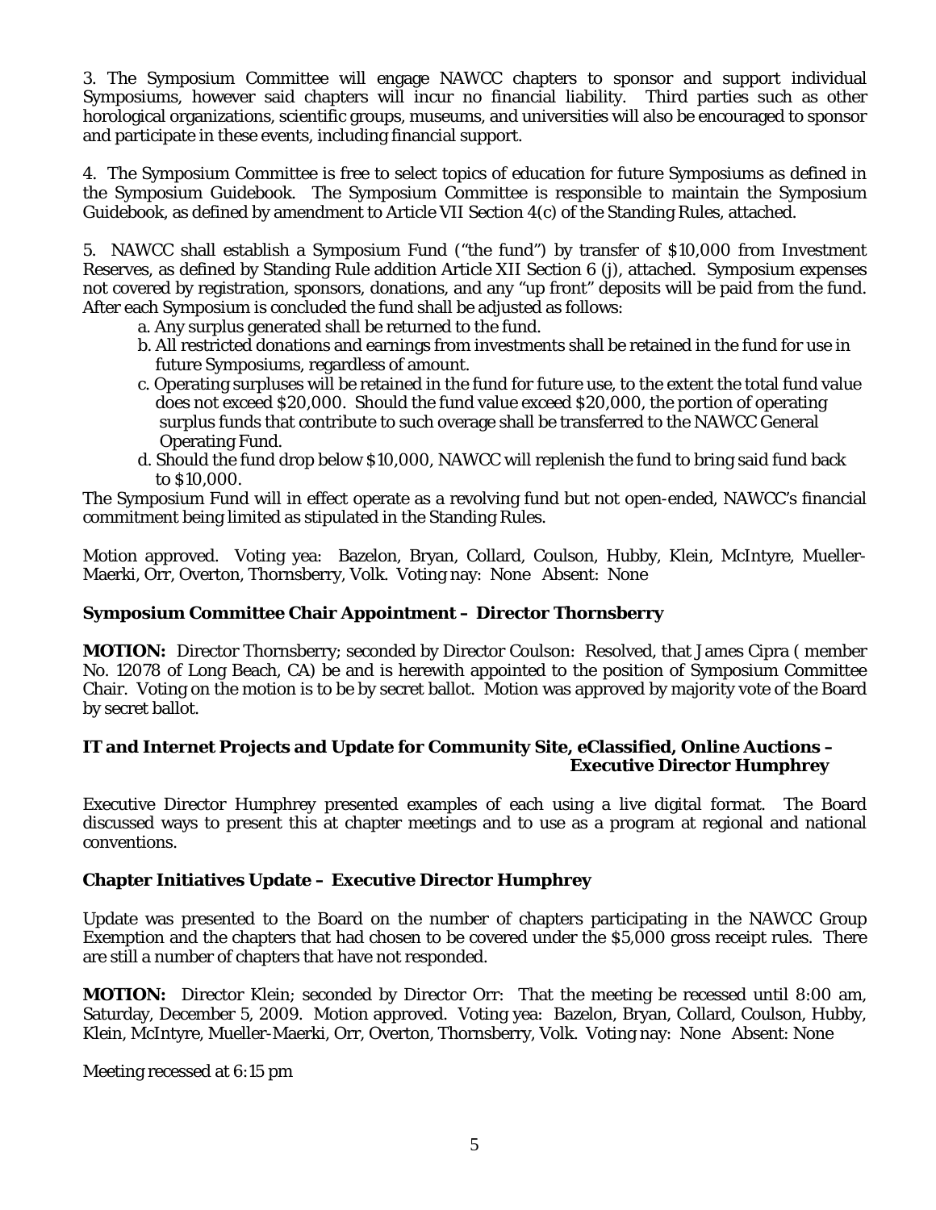3. The Symposium Committee will engage NAWCC chapters to sponsor and support individual Symposiums, however said chapters will incur no financial liability. Third parties such as other horological organizations, scientific groups, museums, and universities will also be encouraged to sponsor and participate in these events, including financial support.

4. The Symposium Committee is free to select topics of education for future Symposiums as defined in the Symposium Guidebook. The Symposium Committee is responsible to maintain the Symposium Guidebook, as defined by amendment to Article VII Section 4(c) of the Standing Rules, attached.

5. NAWCC shall establish a Symposium Fund ("the fund") by transfer of $10,000 from Investment Reserves, as defined by Standing Rule addition Article XII Section 6 (j), attached. Symposium expenses not covered by registration, sponsors, donations, and any "up front" deposits will be paid from the fund. After each Symposium is concluded the fund shall be adjusted as follows:

a. Any surplus generated shall be returned to the fund.
b. All restricted donations and earnings from investments shall be retained in the fund for use in future Symposiums, regardless of amount.
c. Operating surpluses will be retained in the fund for future use, to the extent the total fund value does not exceed $20,000. Should the fund value exceed $20,000, the portion of operating surplus funds that contribute to such overage shall be transferred to the NAWCC General Operating Fund.
d. Should the fund drop below $10,000, NAWCC will replenish the fund to bring said fund back to $10,000.

The Symposium Fund will in effect operate as a revolving fund but not open-ended, NAWCC's financial commitment being limited as stipulated in the Standing Rules.

Motion approved. Voting yea: Bazelon, Bryan, Collard, Coulson, Hubby, Klein, McIntyre, Mueller-Maerki, Orr, Overton, Thornsberry, Volk. Voting nay: None Absent: None

**Symposium Committee Chair Appointment – Director Thornsberry**

**MOTION:** Director Thornsberry; seconded by Director Coulson: Resolved, that James Cipra ( member No. 12078 of Long Beach, CA) be and is herewith appointed to the position of Symposium Committee Chair. Voting on the motion is to be by secret ballot. Motion was approved by majority vote of the Board by secret ballot.

**IT and Internet Projects and Update for Community Site, eClassified, Online Auctions – Executive Director Humphrey**

Executive Director Humphrey presented examples of each using a live digital format. The Board discussed ways to present this at chapter meetings and to use as a program at regional and national conventions.

**Chapter Initiatives Update – Executive Director Humphrey**

Update was presented to the Board on the number of chapters participating in the NAWCC Group Exemption and the chapters that had chosen to be covered under the $5,000 gross receipt rules. There are still a number of chapters that have not responded.

**MOTION:** Director Klein; seconded by Director Orr: That the meeting be recessed until 8:00 am, Saturday, December 5, 2009. Motion approved. Voting yea: Bazelon, Bryan, Collard, Coulson, Hubby, Klein, McIntyre, Mueller-Maerki, Orr, Overton, Thornsberry, Volk. Voting nay: None Absent: None

Meeting recessed at 6:15 pm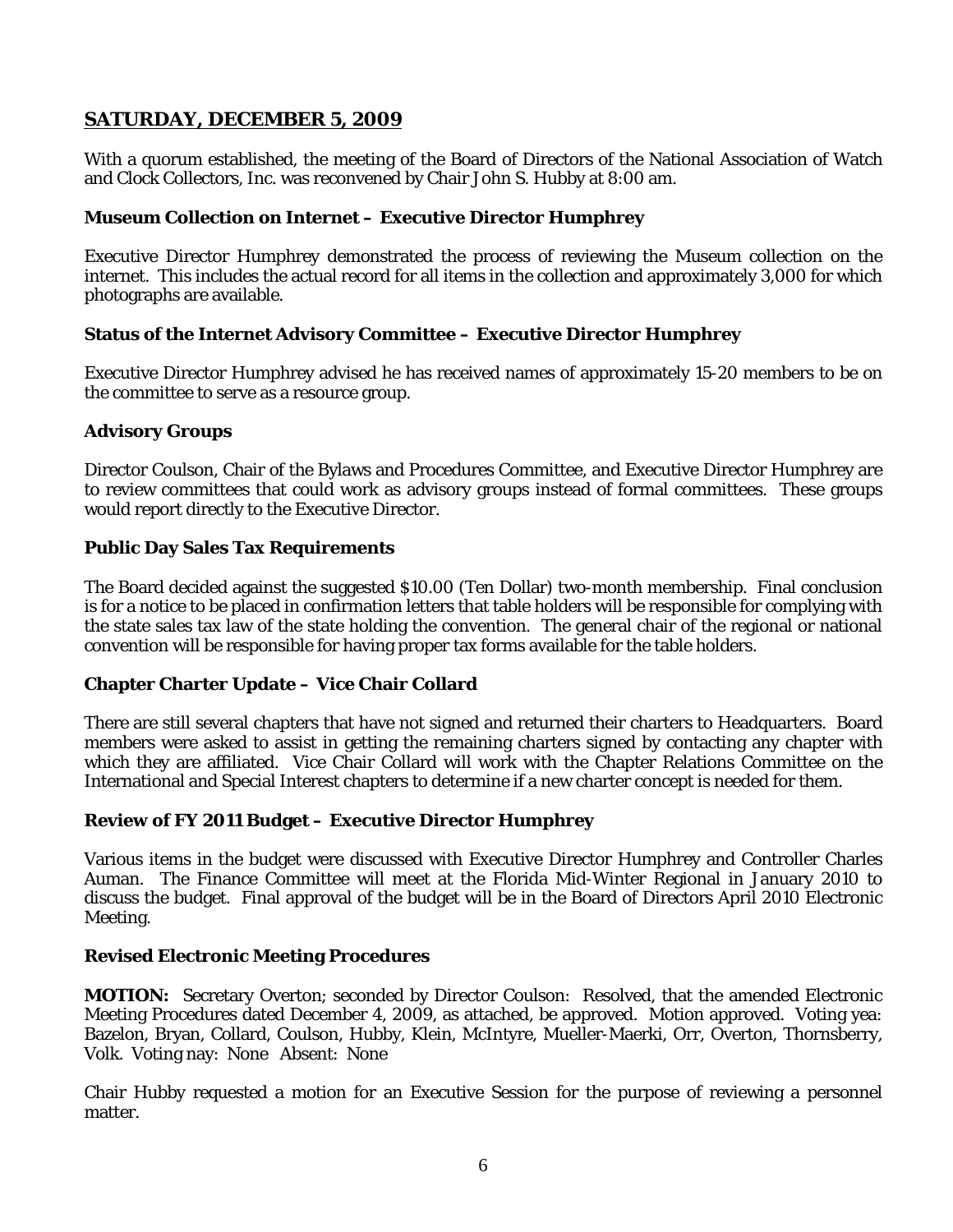## SATURDAY, DECEMBER 5, 2009

With a quorum established, the meeting of the Board of Directors of the National Association of Watch and Clock Collectors, Inc. was reconvened by Chair John S. Hubby at 8:00 am.

### Museum Collection on Internet – Executive Director Humphrey

Executive Director Humphrey demonstrated the process of reviewing the Museum collection on the internet. This includes the actual record for all items in the collection and approximately 3,000 for which photographs are available.

### Status of the Internet Advisory Committee – Executive Director Humphrey

Executive Director Humphrey advised he has received names of approximately 15-20 members to be on the committee to serve as a resource group.

### Advisory Groups

Director Coulson, Chair of the Bylaws and Procedures Committee, and Executive Director Humphrey are to review committees that could work as advisory groups instead of formal committees. These groups would report directly to the Executive Director.

### Public Day Sales Tax Requirements

The Board decided against the suggested $10.00 (Ten Dollar) two-month membership. Final conclusion is for a notice to be placed in confirmation letters that table holders will be responsible for complying with the state sales tax law of the state holding the convention. The general chair of the regional or national convention will be responsible for having proper tax forms available for the table holders.

### Chapter Charter Update – Vice Chair Collard

There are still several chapters that have not signed and returned their charters to Headquarters. Board members were asked to assist in getting the remaining charters signed by contacting any chapter with which they are affiliated. Vice Chair Collard will work with the Chapter Relations Committee on the International and Special Interest chapters to determine if a new charter concept is needed for them.

### Review of FY 2011 Budget – Executive Director Humphrey

Various items in the budget were discussed with Executive Director Humphrey and Controller Charles Auman. The Finance Committee will meet at the Florida Mid-Winter Regional in January 2010 to discuss the budget. Final approval of the budget will be in the Board of Directors April 2010 Electronic Meeting.

### Revised Electronic Meeting Procedures

**MOTION:** Secretary Overton; seconded by Director Coulson: Resolved, that the amended Electronic Meeting Procedures dated December 4, 2009, as attached, be approved. Motion approved. Voting yea: Bazelon, Bryan, Collard, Coulson, Hubby, Klein, McIntyre, Mueller-Maerki, Orr, Overton, Thornsberry, Volk. Voting nay: None Absent: None

Chair Hubby requested a motion for an Executive Session for the purpose of reviewing a personnel matter.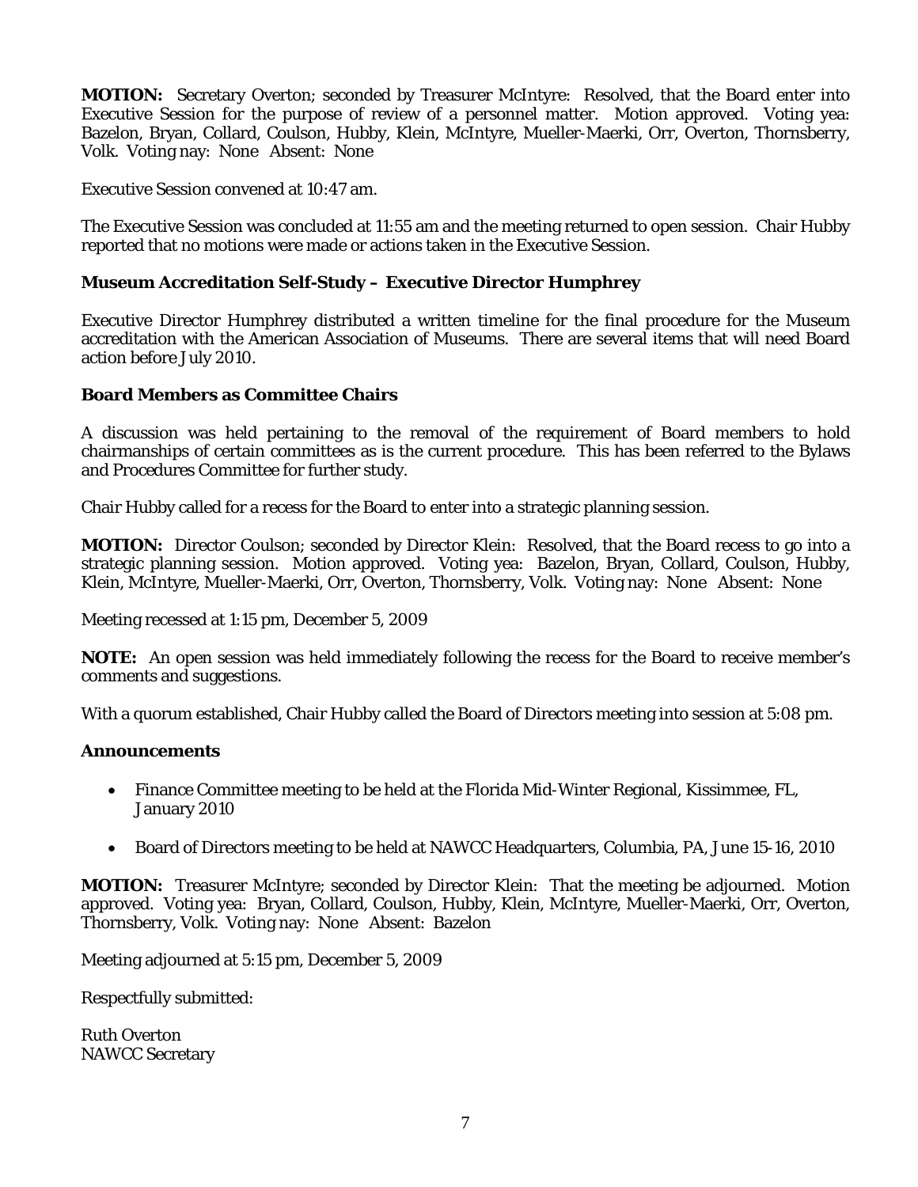**MOTION:** Secretary Overton; seconded by Treasurer McIntyre: Resolved, that the Board enter into Executive Session for the purpose of review of a personnel matter. Motion approved. Voting yea: Bazelon, Bryan, Collard, Coulson, Hubby, Klein, McIntyre, Mueller-Maerki, Orr, Overton, Thornsberry, Volk. Voting nay: None Absent: None

Executive Session convened at 10:47 am.

The Executive Session was concluded at 11:55 am and the meeting returned to open session. Chair Hubby reported that no motions were made or actions taken in the Executive Session.

### Museum Accreditation Self-Study – Executive Director Humphrey

Executive Director Humphrey distributed a written timeline for the final procedure for the Museum accreditation with the American Association of Museums. There are several items that will need Board action before July 2010.

### Board Members as Committee Chairs

A discussion was held pertaining to the removal of the requirement of Board members to hold chairmanships of certain committees as is the current procedure. This has been referred to the Bylaws and Procedures Committee for further study.

Chair Hubby called for a recess for the Board to enter into a strategic planning session.

**MOTION:** Director Coulson; seconded by Director Klein: Resolved, that the Board recess to go into a strategic planning session. Motion approved. Voting yea: Bazelon, Bryan, Collard, Coulson, Hubby, Klein, McIntyre, Mueller-Maerki, Orr, Overton, Thornsberry, Volk. Voting nay: None Absent: None

Meeting recessed at 1:15 pm, December 5, 2009

**NOTE:** An open session was held immediately following the recess for the Board to receive member's comments and suggestions.

With a quorum established, Chair Hubby called the Board of Directors meeting into session at 5:08 pm.

### Announcements

- Finance Committee meeting to be held at the Florida Mid-Winter Regional, Kissimmee, FL, January 2010
- Board of Directors meeting to be held at NAWCC Headquarters, Columbia, PA, June 15-16, 2010

**MOTION:** Treasurer McIntyre; seconded by Director Klein: That the meeting be adjourned. Motion approved. Voting yea: Bryan, Collard, Coulson, Hubby, Klein, McIntyre, Mueller-Maerki, Orr, Overton, Thornsberry, Volk. Voting nay: None Absent: Bazelon

Meeting adjourned at 5:15 pm, December 5, 2009

Respectfully submitted:

Ruth Overton
NAWCC Secretary